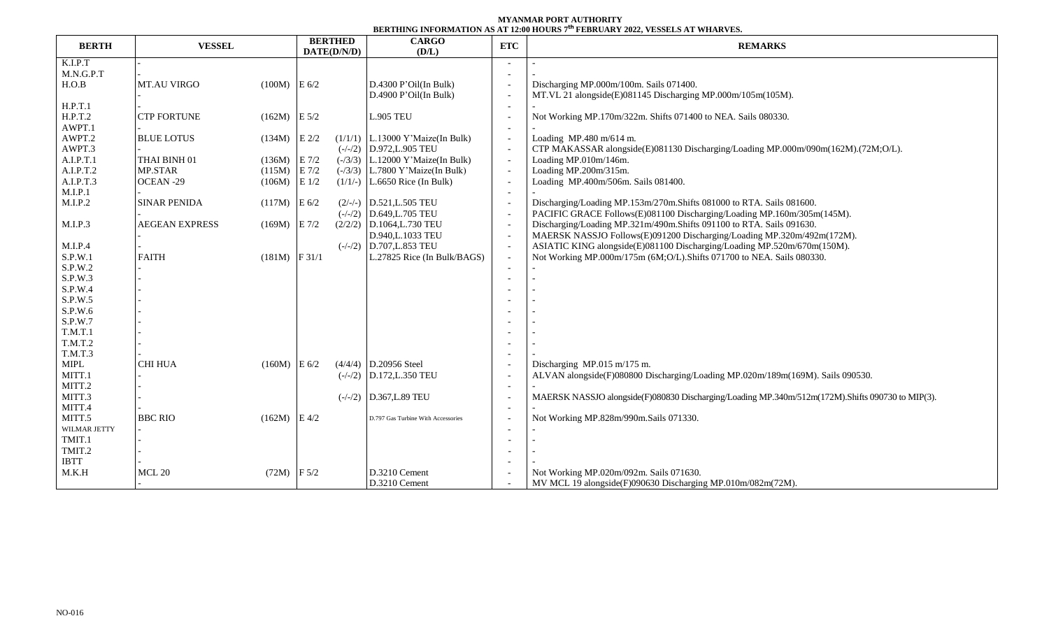**MYANMAR PORT AUTHORITY**
**BERTHING INFORMATION AS AT 12:00 HOURS 7th FEBRUARY 2022, VESSELS AT WHARVES.**

| BERTH | VESSEL | | BERTHED DATE(D/N/D) | | CARGO (D/L) | ETC | REMARKS |
|---|---|---|---|---|---|---|---|
| K.I.P.T | - | | | | | - | - |
| M.N.G.P.T | - | | | | | - | - |
| H.O.B | MT.AU VIRGO | (100M) | E 6/2 | | D.4300 P'Oil(In Bulk) | - | Discharging MP.000m/100m. Sails 071400. |
| | - | | | | D.4900 P'Oil(In Bulk) | - | MT.VL 21 alongside(E)081145 Discharging MP.000m/105m(105M). |
| H.P.T.1 | - | | | | | - | - |
| H.P.T.2 | CTP FORTUNE | (162M) | E 5/2 | | L.905 TEU | - | Not Working MP.170m/322m. Shifts 071400 to NEA. Sails 080330. |
| AWPT.1 | - | | | | | - | - |
| AWPT.2 | BLUE LOTUS | (134M) | E 2/2 | (1/1/1) | L.13000 Y'Maize(In Bulk) | - | Loading MP.480 m/614 m. |
| AWPT.3 | - | | | (-/-/2) | D.972,L.905 TEU | - | CTP MAKASSAR alongside(E)081130 Discharging/Loading MP.000m/090m(162M).(72M;O/L). |
| A.I.P.T.1 | THAI BINH 01 | (136M) | E 7/2 | (-/3/3) | L.12000 Y'Maize(In Bulk) | - | Loading MP.010m/146m. |
| A.I.P.T.2 | MP.STAR | (115M) | E 7/2 | (-/3/3) | L.7800 Y'Maize(In Bulk) | - | Loading MP.200m/315m. |
| A.I.P.T.3 | OCEAN -29 | (106M) | E 1/2 | (1/1/-) | L.6650 Rice (In Bulk) | - | Loading MP.400m/506m. Sails 081400. |
| M.I.P.1 | - | | | | | - | - |
| M.I.P.2 | SINAR PENIDA | (117M) | E 6/2 | (2/-/-) | D.521,L.505 TEU | - | Discharging/Loading MP.153m/270m.Shifts 081000 to RTA. Sails 081600. |
| | - | | | (-/-/2) | D.649,L.705 TEU | - | PACIFIC GRACE Follows(E)081100 Discharging/Loading MP.160m/305m(145M). |
| M.I.P.3 | AEGEAN EXPRESS | (169M) | E 7/2 | (2/2/2) | D.1064,L.730 TEU | - | Discharging/Loading MP.321m/490m.Shifts 091100 to RTA. Sails 091630. |
| | - | | | | D.940,L.1033 TEU | - | MAERSK NASSJO Follows(E)091200 Discharging/Loading MP.320m/492m(172M). |
| M.I.P.4 | - | | | (-/-/2) | D.707,L.853 TEU | - | ASIATIC KING alongside(E)081100 Discharging/Loading MP.520m/670m(150M). |
| S.P.W.1 | FAITH | (181M) | F 31/1 | | L.27825 Rice (In Bulk/BAGS) | - | Not Working MP.000m/175m (6M;O/L).Shifts 071700 to NEA. Sails 080330. |
| S.P.W.2 | - | | | | | - | - |
| S.P.W.3 | - | | | | | - | - |
| S.P.W.4 | - | | | | | - | - |
| S.P.W.5 | - | | | | | - | - |
| S.P.W.6 | - | | | | | - | - |
| S.P.W.7 | - | | | | | - | - |
| T.M.T.1 | - | | | | | - | - |
| T.M.T.2 | - | | | | | - | - |
| T.M.T.3 | - | | | | | - | - |
| MIPL | CHI HUA | (160M) | E 6/2 | (4/4/4) | D.20956 Steel | - | Discharging MP.015 m/175 m. |
| MITT.1 | - | | | (-/-/2) | D.172,L.350 TEU | - | ALVAN alongside(F)080800 Discharging/Loading MP.020m/189m(169M). Sails 090530. |
| MITT.2 | - | | | | | - | - |
| MITT.3 | - | | | (-/-/2) | D.367,L.89 TEU | - | MAERSK NASSJO alongside(F)080830 Discharging/Loading MP.340m/512m(172M).Shifts 090730 to MIP(3). |
| MITT.4 | - | | | | | - | - |
| MITT.5 | BBC RIO | (162M) | E 4/2 | | D.797 Gas Turbine With Accessories | - | Not Working MP.828m/990m.Sails 071330. |
| WILMAR JETTY | - | | | | | - | - |
| TMIT.1 | - | | | | | - | - |
| TMIT.2 | - | | | | | - | - |
| IBTT | - | | | | | - | - |
| M.K.H | MCL 20 | (72M) | F 5/2 | | D.3210 Cement | - | Not Working MP.020m/092m. Sails 071630. |
| | - | | | | D.3210 Cement | - | MV MCL 19 alongside(F)090630 Discharging MP.010m/082m(72M). |

NO-016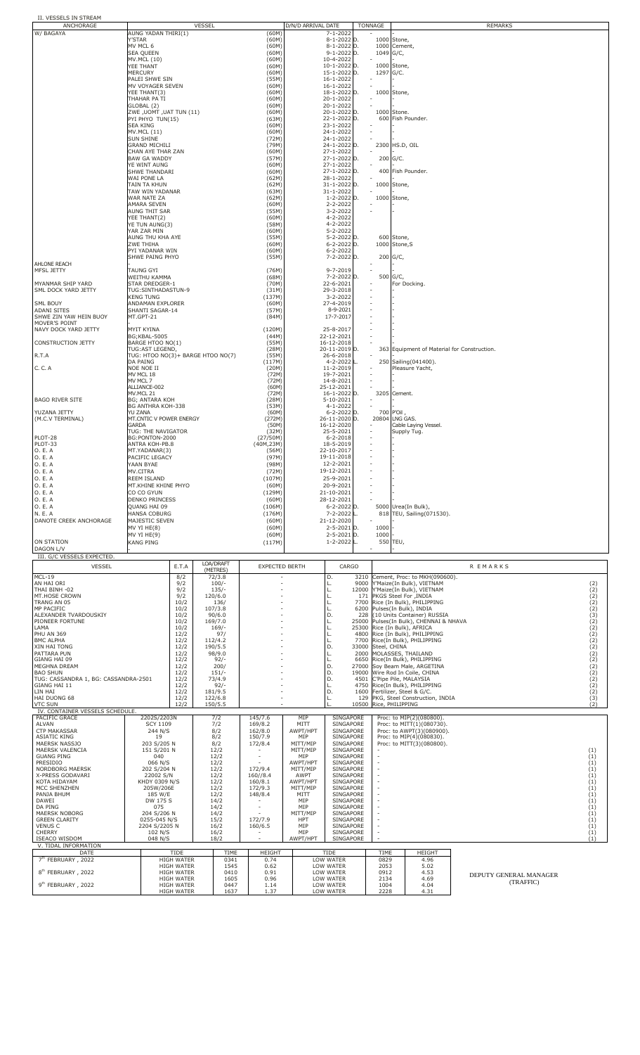## II. VESSELS IN STREAM

| ANCHORAGE | VESSEL | | D/N/D ARRIVAL DATE | | TONNAGE | REMARKS |
|---|---|---|---|---|---|---|
| W/ BAGAYA | AUNG YADAN THIRI(1) | (60M) | 7-1-2022 | | - | - |
| | Y'STAR | (60M) | 8-1-2022 | D. | 1000 | Stone, |
| | MV MCL 6 | (60M) | 8-1-2022 | D. | 1000 | Cement, |
| | SEA QUEEN | (60M) | 9-1-2022 | D. | 1049 | G/C, |
| | MV.MCL (10) | (60M) | 10-4-2022 | | - | - |
| | YEE THANT | (60M) | 10-1-2022 | D. | 1000 | Stone, |
| | MERCURY | (60M) | 15-1-2022 | D. | 1297 | G/C. |
| | PALEI SHWE SIN | (55M) | 16-1-2022 | | - | - |
| | MV VOYAGER SEVEN | (60M) | 16-1-2022 | | - | - |
| | YEE THANT(3) | (60M) | 18-1-2022 | D. | 1000 | Stone, |
| | THAHAR PA TI | (60M) | 20-1-2022 | | - | - |
| | GLOBAL (2) | (60M) | 20-1-2022 | | - | - |
| | ZWE ,UOMT ,UAT TUN (11) | (60M) | 20-1-2022 | D. | 1000 | Stone. |
| | PYI PHYO TUN(15) | (63M) | 22-1-2022 | D. | 600 | Fish Pounder. |
| | SEA KING | (60M) | 23-1-2022 | | - | - |
| | MV.MCL (11) | (60M) | 24-1-2022 | | - | - |
| | SUN SHINE | (72M) | 24-1-2022 | | - | - |
| | GRAND MICHILI | (79M) | 24-1-2022 | D. | 2300 | HS.D, OIL |
| | CHAN AYE THAR ZAN | (60M) | 27-1-2022 | | - | - |
| | BAW GA WADDY | (57M) | 27-1-2022 | D. | 200 | G/C. |
| | YE WINT AUNG | (60M) | 27-1-2022 | | - | - |
| | SHWE THANDARI | (60M) | 27-1-2022 | D. | 400 | Fish Pounder. |
| | WAI PONE LA | (62M) | 28-1-2022 | | - | - |
| | TAIN TA KHUN | (62M) | 31-1-2022 | D. | 1000 | Stone, |
| | TAW WIN YADANAR | (63M) | 31-1-2022 | | - | - |
| | WAR NATE ZA | (62M) | 1-2-2022 | D. | 1000 | Stone, |
| | AMARA SEVEN | (60M) | 2-2-2022 | | - | - |
| | AUNG THIT SAR | (55M) | 3-2-2022 | | - | - |
| | YEE THANT(2) | (60M) | 4-2-2022 | | | |
| | YE TUN AUNG(3) | (58M) | 4-2-2022 | | | |
| | YAR ZAR MIN | (60M) | 5-2-2022 | | | |
| | AUNG THU KHA AYE | (55M) | 5-2-2022 | D. | 600 | Stone, |
| | ZWE THIHA | (60M) | 6-2-2022 | D. | 1000 | Stone,S |
| | PYI YADANAR WIN | (60M) | 6-2-2022 | | | |
| | SHWE PAING PHYO | (55M) | 7-2-2022 | D. | 200 | G/C, |
| AHLONE REACH | - | | | | - | - |
| MFSL JETTY | TAUNG GYI | (76M) | 9-7-2019 | | - | - |
| | WEITHU KAMMA | (68M) | 7-2-2022 | D. | 500 | G/C, |
| MYANMAR SHIP YARD | STAR DREDGER-1 | (70M) | 22-6-2021 | | - | For Docking. |
| SML DOCK YARD JETTY | TUG:SINTHADASTUN-9 | (31M) | 29-3-2018 | | - | - |
| | KENG TUNG | (137M) | 3-2-2022 | | - | - |
| SML BOUY | ANDAMAN EXPLORER | (60M) | 27-4-2019 | | - | - |
| ADANI SITES | SHANTI SAGAR-14 | (57M) | 8-9-2021 | | - | - |
| SHWE ZIN YAW HEIN BUOY | MT.GPT-21 | (84M) | 17-7-2017 | | - | - |
| MOVER'S POINT | - | | | | | |
| NAVY DOCK YARD JETTY | MYIT KYINA | (120M) | 25-8-2017 | | - | - |
| | BG;KBAL-5005 | (44M) | 22-12-2021 | | - | - |
| CONSTRUCTION JETTY | BARGE HTOO NO(1) | (55M) | 16-12-2018 | | - | - |
| | TUG:AST LEGEND, | (28M) | 20-11-2019 | D. | 363 | Equipment of Material for Construction. |
| R.T.A | TUG: HTOO NO(3)+ BARGE HTOO NO(7) | (55M) | 26-6-2018 | | - | - |
| | DA PAING | (117M) | 4-2-2022 | L. | 250 | Sailing(041400). |
| C. C. A | NOE NOE II | (20M) | 11-2-2019 | | - | Pleasure Yacht, |
| | MV MCL 18 | (72M) | 19-7-2021 | | - | - |
| | MV MCL 7 | (72M) | 14-8-2021 | | - | - |
| | ALLIANCE-002 | (60M) | 25-12-2021 | | - | - |
| | MV.MCL 21 | (72M) | 16-1-2022 | D. | 3205 | Cement. |
| BAGO RIVER SITE | BG; ANTARA KOH | (28M) | 5-10-2021 | | - | - |
| | BG ANTHRA KOH-338 | (53M) | 4-1-2022 | | - | - |
| YUZANA JETTY | YU ZANA | (60M) | 6-2-2022 | D. | 700 | P'Oil , |
| (M.C.V TERMINAL) | MT.CNTIC V POWER ENERGY | (272M) | 26-11-2020 | D. | 20804 | LNG GAS. |
| | GARDA | (50M) | 16-12-2020 | | - | Cable Laying Vessel. |
| | TUG: THE NAVIGATOR | (32M) | 25-5-2021 | | - | Supply Tug. |
| PLOT-28 | BG:PONTON-2000 | (27/50M) | 6-2-2018 | | - | - |
| PLOT-33 | ANTRA KOH-PB.8 | (40M,23M) | 18-5-2019 | | - | - |
| O. E. A | MT.YADANAR(3) | (56M) | 22-10-2017 | | - | - |
| O. E. A | PACIFIC LEGACY | (97M) | 19-11-2018 | | - | - |
| O. E. A | YAAN BYAE | (98M) | 12-2-2021 | | - | - |
| O. E. A | MV.CITRA | (72M) | 19-12-2021 | | - | - |
| O. E. A | REEM ISLAND | (107M) | 25-9-2021 | | - | - |
| O. E. A | MT.KHINE KHINE PHYO | (60M) | 20-9-2021 | | - | - |
| O. E. A | CO CO GYUN | (129M) | 21-10-2021 | | - | - |
| O. E. A | DENKO PRINCESS | (60M) | 28-12-2021 | | - | - |
| O. E. A | QUANG HAI 09 | (106M) | 6-2-2022 | D. | 5000 | Urea(In Bulk), |
| N. E. A | HANSA COBURG | (176M) | 7-2-2022 | L. | 818 | TEU, Sailing(071530). |
| DANOTE CREEK ANCHORAGE | MAJESTIC SEVEN | (60M) | 21-12-2020 | | - | - |
| | MV YI HE(8) | (60M) | 2-5-2021 | D. | 1000 | - |
| | MV YI HE(9) | (60M) | 2-5-2021 | D. | 1000 | - |
| ON STATION | KANG PING | (117M) | 1-2-2022 | L. | 550 | TEU, |
| DAGON L/V | - | | | | - | - |

## III. G/C VESSELS EXPECTED.

| VESSEL | E.T.A | LOA/DRAFT (METRES) | EXPECTED BERTH | CARGO | | REMARKS | |
|---|---|---|---|---|---|---|---|
| MCL-19 | 8/2 | 72/3.8 | - | D. | 3210 | Cement, Proc: to MKH(090600). | |
| AN HAI ORI | 9/2 | 100/- | - | L. | 9000 | Y'Maize(In Bulk), VIETNAM | (2) |
| THAI BINH -02 | 9/2 | 135/- | - | L. | 12000 | Y'Maize(In Bulk), VIETNAM | (2) |
| MT.HOSE CROWN | 9/2 | 120/6.0 | - | L. | 171 | PKGS Steel For ,INDIA | (2) |
| TRANG AN 05 | 10/2 | 136/ | - | L. | 7700 | Rice (In Bulk), PHILIPPING | (2) |
| MP PACIFIC | 10/2 | 107/3.8 | - | L. | 6200 | Pulses(In Bulk), INDIA | (2) |
| ALEXANDER TVARDOUSKIY | 10/2 | 90/6.0 | - | D. | 228 | (10 Units Container) RUSSIA | (3) |
| PIONEER FORTUNE | 10/2 | 169/7.0 | - | L. | 25000 | Pulses(In Bulk), CHENNAI & NHAVA | (2) |
| LAMA | 10/2 | 169/- | - | L. | 25300 | Rice (In Bulk), AFRICA | (2) |
| PHU AN 369 | 12/2 | 97/ | - | L. | 4800 | Rice (In Bulk), PHILIPPING | (2) |
| BMC ALPHA | 12/2 | 112/4.2 | - | L. | 7700 | Rice(In Bulk), PHILIPPING | (2) |
| XIN HAI TONG | 12/2 | 190/5.5 | - | D. | 33000 | Steel, CHINA | (2) |
| PATTARA PUN | 12/2 | 98/9.0 | - | L. | 2000 | MOLASSES, THAILAND | (2) |
| GIANG HAI 09 | 12/2 | 92/- | - | L. | 6650 | Rice(In Bulk), PHILIPPING | (2) |
| MEGHNA DREAM | 12/2 | 200/ | - | D. | 27000 | Soy Beam Male, ARGETINA | (2) |
| BAO SHUN | 12/2 | 151/- | - | D. | 19000 | Wire Rod In Coile, CHINA | (2) |
| TUG: CASSANDRA 1, BG: CASSANDRA-2501 | 12/2 | 73/4.9 | - | D. | 4501 | C'Pipe Pile, MALAYSIA | (2) |
| GIANG HAI 11 | 12/2 | 92/- | - | L. | 4750 | Rice(In Bulk), PHILIPPING | (2) |
| LIN HAI | 12/2 | 181/9.5 | - | D. | 1600 | Fertilizer, Steel & G/C. | (2) |
| HAI DUONG 68 | 12/2 | 122/6.8 | - | L. | 129 | PKG, Steel Construction, INDIA | (3) |
| VTC SUN | 12/2 | 150/5.5 | - | L. | 10500 | Rice, PHILIPPING | (2) |

## IV. CONTAINER VESSELS SCHEDULE.

| | | | | | | | |
|---|---|---|---|---|---|---|---|
| PACIFIC GRACE | 2202S/2203N | 7/2 | 145/7.6 | MIP | SINGAPORE | Proc: to MIP(2)(080800). | |
| ALVAN | SCY 1109 | 7/2 | 169/8.2 | MITT | SINGAPORE | Proc: to MITT(1)(080730). | |
| CTP MAKASSAR | 244 N/S | 8/2 | 162/8.0 | AWPT/HPT | SINGAPORE | Proc: to AWPT(3)(080900). | |
| ASIATIC KING | 19 | 8/2 | 150/7.9 | MIP | SINGAPORE | Proc: to MIP(4)(080830). | |
| MAERSK NASSJO | 203 S/205 N | 8/2 | 172/8.4 | MITT/MIP | SINGAPORE | Proc: to MITT(3)(080800). | |
| MAERSK VALENCIA | 151 S/201 N | 12/2 | - | MITT/MIP | SINGAPORE | - | (1) |
| GUANG PING | 040 | 12/2 | - | MIP | SINGAPORE | - | (1) |
| PRESIDIO | 066 N/S | 12/2 | - | AWPT/HPT | SINGAPORE | - | (1) |
| NORDBORG MAERSK | 202 S/204 N | 12/2 | 172/9.4 | MITT/MIP | SINGAPORE | - | (1) |
| X-PRESS GODAVARI | 22002 S/N | 12/2 | 160//8.4 | AWPT | SINGAPORE | - | (1) |
| KOTA HIDAYAM | KHDY 0309 N/S | 12/2 | 160/8.1 | AWPT/HPT | SINGAPORE | - | (1) |
| MCC SHENZHEN | 205W/206E | 12/2 | 172/9.3 | MITT/MIP | SINGAPORE | - | (1) |
| PANJA BHUM | 185 W/E | 12/2 | 148/8.4 | MITT | SINGAPORE | - | (1) |
| DAWEI | DW 175 S | 14/2 | - | MIP | SINGAPORE | - | (1) |
| DA PING | 075 | 14/2 | - | MIP | SINGAPORE | - | (1) |
| MAERSK NOBORG | 204 S/206 N | 14/2 | - | MITT/MIP | SINGAPORE | - | (1) |
| GREEN CLARITY | 0255-045 N/S | 15/2 | 172/7.9 | HPT | SINGAPORE | - | (1) |
| VENUS C | 2204 S/2205 N | 16/2 | 160/6.5 | MIP | SINGAPORE | - | (1) |
| CHERRY | 102 N/S | 16/2 | - | MIP | SINGAPORE | - | (1) |
| ISEACO WISDOM | 048 N/S | 18/2 | - | AWPT/HPT | SINGAPORE | - | (1) |

## V. TIDAL INFORMATION

| DATE | TIDE | TIME | HEIGHT | TIDE | TIME | HEIGHT |
|---|---|---|---|---|---|---|
| 7th FEBRUARY , 2022 | HIGH WATER | 0341 | 0.74 | LOW WATER | 0829 | 4.96 |
| | HIGH WATER | 1545 | 0.62 | LOW WATER | 2053 | 5.02 |
| 8th FEBRUARY , 2022 | HIGH WATER | 0410 | 0.91 | LOW WATER | 0912 | 4.53 |
| | HIGH WATER | 1605 | 0.96 | LOW WATER | 2134 | 4.69 |
| 9th FEBRUARY , 2022 | HIGH WATER | 0447 | 1.14 | LOW WATER | 1004 | 4.04 |
| | HIGH WATER | 1637 | 1.37 | LOW WATER | 2228 | 4.31 |

DEPUTY GENERAL MANAGER
(TRAFFIC)